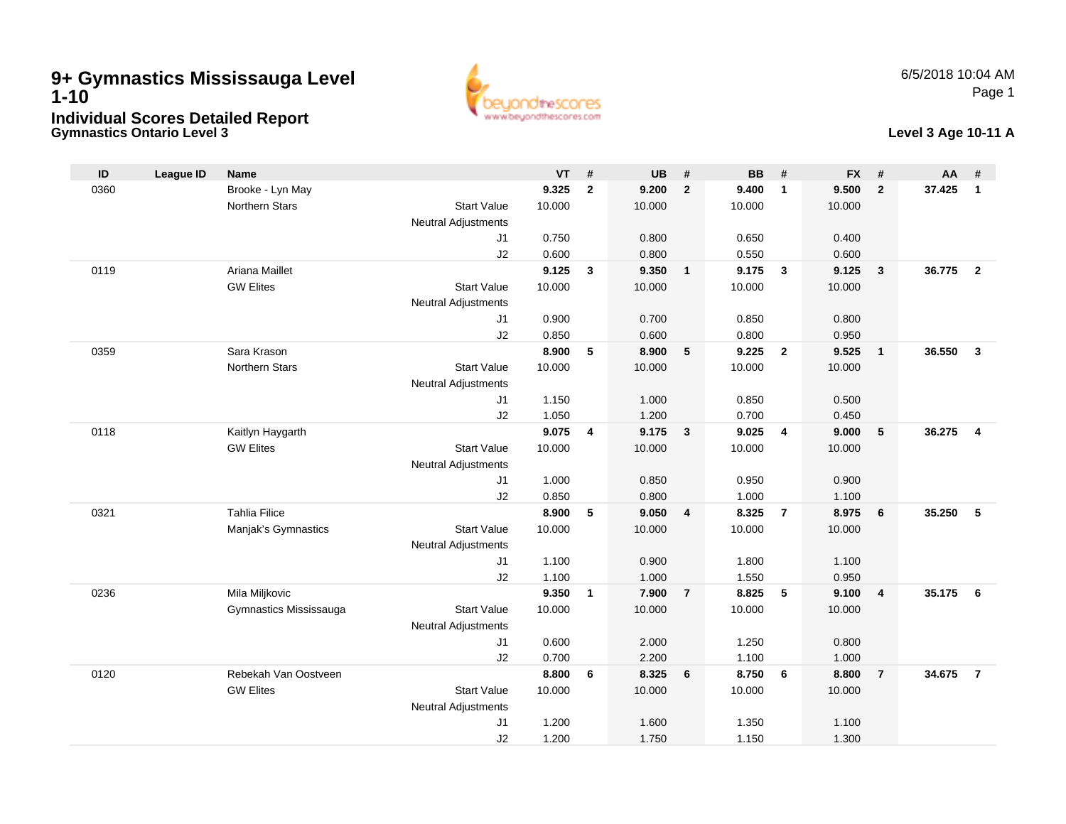# 9+ Gymnastics Mississauga Level 1-10

## Individual Scores Detailed Report

### Gymnastics Ontario Level 3

6/5/2018 10:04 AM

**Level 3 Age 10-11 A**

| ID | League ID | Name | | VT | # | UB | # | BB | # | FX | # | AA | # |
|---|---|---|---|---|---|---|---|---|---|---|---|---|---|
| 0360 | | Brooke - Lyn May | | **9.325** | **2** | **9.200** | **2** | **9.400** | **1** | **9.500** | **2** | **37.425** | **1** |
| | | Northern Stars | Start Value | 10.000 | | 10.000 | | 10.000 | | 10.000 | | | |
| | | | Neutral Adjustments | | | | | | | | | | |
| | | | J1 | 0.750 | | 0.800 | | 0.650 | | 0.400 | | | |
| | | | J2 | 0.600 | | 0.800 | | 0.550 | | 0.600 | | | |
| 0119 | | Ariana Maillet | | **9.125** | **3** | **9.350** | **1** | **9.175** | **3** | **9.125** | **3** | **36.775** | **2** |
| | | GW Elites | Start Value | 10.000 | | 10.000 | | 10.000 | | 10.000 | | | |
| | | | Neutral Adjustments | | | | | | | | | | |
| | | | J1 | 0.900 | | 0.700 | | 0.850 | | 0.800 | | | |
| | | | J2 | 0.850 | | 0.600 | | 0.800 | | 0.950 | | | |
| 0359 | | Sara Krason | | **8.900** | **5** | **8.900** | **5** | **9.225** | **2** | **9.525** | **1** | **36.550** | **3** |
| | | Northern Stars | Start Value | 10.000 | | 10.000 | | 10.000 | | 10.000 | | | |
| | | | Neutral Adjustments | | | | | | | | | | |
| | | | J1 | 1.150 | | 1.000 | | 0.850 | | 0.500 | | | |
| | | | J2 | 1.050 | | 1.200 | | 0.700 | | 0.450 | | | |
| 0118 | | Kaitlyn Haygarth | | **9.075** | **4** | **9.175** | **3** | **9.025** | **4** | **9.000** | **5** | **36.275** | **4** |
| | | GW Elites | Start Value | 10.000 | | 10.000 | | 10.000 | | 10.000 | | | |
| | | | Neutral Adjustments | | | | | | | | | | |
| | | | J1 | 1.000 | | 0.850 | | 0.950 | | 0.900 | | | |
| | | | J2 | 0.850 | | 0.800 | | 1.000 | | 1.100 | | | |
| 0321 | | Tahlia Filice | | **8.900** | **5** | **9.050** | **4** | **8.325** | **7** | **8.975** | **6** | **35.250** | **5** |
| | | Manjak's Gymnastics | Start Value | 10.000 | | 10.000 | | 10.000 | | 10.000 | | | |
| | | | Neutral Adjustments | | | | | | | | | | |
| | | | J1 | 1.100 | | 0.900 | | 1.800 | | 1.100 | | | |
| | | | J2 | 1.100 | | 1.000 | | 1.550 | | 0.950 | | | |
| 0236 | | Mila Miljkovic | | **9.350** | **1** | **7.900** | **7** | **8.825** | **5** | **9.100** | **4** | **35.175** | **6** |
| | | Gymnastics Mississauga | Start Value | 10.000 | | 10.000 | | 10.000 | | 10.000 | | | |
| | | | Neutral Adjustments | | | | | | | | | | |
| | | | J1 | 0.600 | | 2.000 | | 1.250 | | 0.800 | | | |
| | | | J2 | 0.700 | | 2.200 | | 1.100 | | 1.000 | | | |
| 0120 | | Rebekah Van Oostveen | | **8.800** | **6** | **8.325** | **6** | **8.750** | **6** | **8.800** | **7** | **34.675** | **7** |
| | | GW Elites | Start Value | 10.000 | | 10.000 | | 10.000 | | 10.000 | | | |
| | | | Neutral Adjustments | | | | | | | | | | |
| | | | J1 | 1.200 | | 1.600 | | 1.350 | | 1.100 | | | |
| | | | J2 | 1.200 | | 1.750 | | 1.150 | | 1.300 | | | |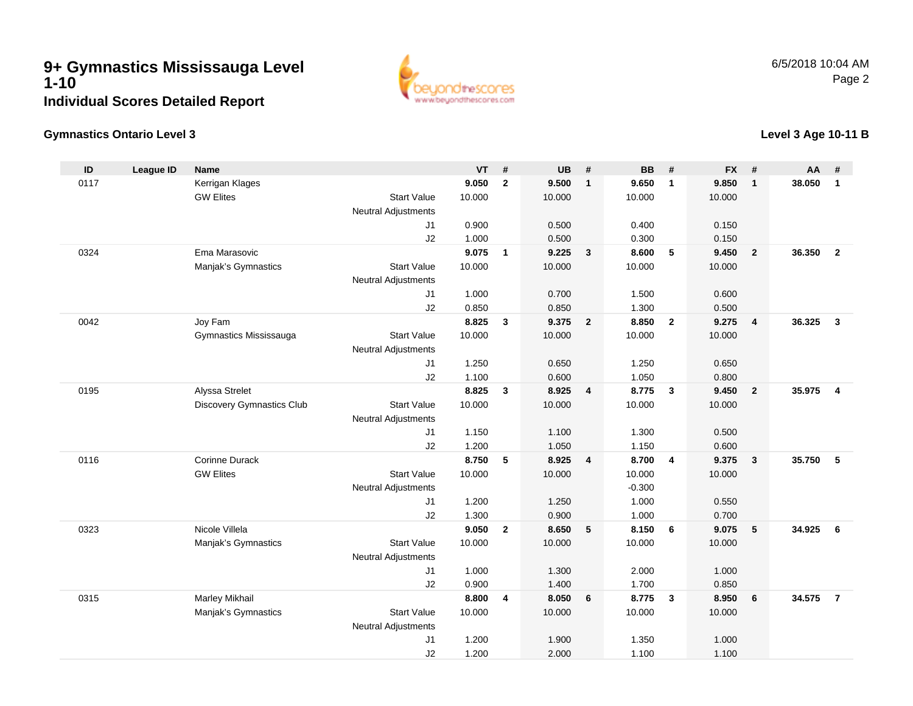# 9+ Gymnastics Mississauga Level 1-10

## Individual Scores Detailed Report

6/5/2018 10:04 AM

### Gymnastics Ontario Level 3

### Level 3 Age 10-11 B

| ID | League ID | Name | | VT | # | UB | # | BB | # | FX | # | AA | # |
|---|---|---|---|---|---|---|---|---|---|---|---|---|---|
| 0117 | | Kerrigan Klages | | **9.050** | **2** | **9.500** | **1** | **9.650** | **1** | **9.850** | **1** | **38.050** | **1** |
| | | GW Elites | Start Value | 10.000 | | 10.000 | | 10.000 | | 10.000 | | | |
| | | | Neutral Adjustments | | | | | | | | | | |
| | | | J1 | 0.900 | | 0.500 | | 0.400 | | 0.150 | | | |
| | | | J2 | 1.000 | | 0.500 | | 0.300 | | 0.150 | | | |
| 0324 | | Ema Marasovic | | **9.075** | **1** | **9.225** | **3** | **8.600** | **5** | **9.450** | **2** | **36.350** | **2** |
| | | Manjak's Gymnastics | Start Value | 10.000 | | 10.000 | | 10.000 | | 10.000 | | | |
| | | | Neutral Adjustments | | | | | | | | | | |
| | | | J1 | 1.000 | | 0.700 | | 1.500 | | 0.600 | | | |
| | | | J2 | 0.850 | | 0.850 | | 1.300 | | 0.500 | | | |
| 0042 | | Joy Fam | | **8.825** | **3** | **9.375** | **2** | **8.850** | **2** | **9.275** | **4** | **36.325** | **3** |
| | | Gymnastics Mississauga | Start Value | 10.000 | | 10.000 | | 10.000 | | 10.000 | | | |
| | | | Neutral Adjustments | | | | | | | | | | |
| | | | J1 | 1.250 | | 0.650 | | 1.250 | | 0.650 | | | |
| | | | J2 | 1.100 | | 0.600 | | 1.050 | | 0.800 | | | |
| 0195 | | Alyssa Strelet | | **8.825** | **3** | **8.925** | **4** | **8.775** | **3** | **9.450** | **2** | **35.975** | **4** |
| | | Discovery Gymnastics Club | Start Value | 10.000 | | 10.000 | | 10.000 | | 10.000 | | | |
| | | | Neutral Adjustments | | | | | | | | | | |
| | | | J1 | 1.150 | | 1.100 | | 1.300 | | 0.500 | | | |
| | | | J2 | 1.200 | | 1.050 | | 1.150 | | 0.600 | | | |
| 0116 | | Corinne Durack | | **8.750** | **5** | **8.925** | **4** | **8.700** | **4** | **9.375** | **3** | **35.750** | **5** |
| | | GW Elites | Start Value | 10.000 | | 10.000 | | 10.000 | | 10.000 | | | |
| | | | Neutral Adjustments | | | | | -0.300 | | | | | |
| | | | J1 | 1.200 | | 1.250 | | 1.000 | | 0.550 | | | |
| | | | J2 | 1.300 | | 0.900 | | 1.000 | | 0.700 | | | |
| 0323 | | Nicole Villela | | **9.050** | **2** | **8.650** | **5** | **8.150** | **6** | **9.075** | **5** | **34.925** | **6** |
| | | Manjak's Gymnastics | Start Value | 10.000 | | 10.000 | | 10.000 | | 10.000 | | | |
| | | | Neutral Adjustments | | | | | | | | | | |
| | | | J1 | 1.000 | | 1.300 | | 2.000 | | 1.000 | | | |
| | | | J2 | 0.900 | | 1.400 | | 1.700 | | 0.850 | | | |
| 0315 | | Marley Mikhail | | **8.800** | **4** | **8.050** | **6** | **8.775** | **3** | **8.950** | **6** | **34.575** | **7** |
| | | Manjak's Gymnastics | Start Value | 10.000 | | 10.000 | | 10.000 | | 10.000 | | | |
| | | | Neutral Adjustments | | | | | | | | | | |
| | | | J1 | 1.200 | | 1.900 | | 1.350 | | 1.000 | | | |
| | | | J2 | 1.200 | | 2.000 | | 1.100 | | 1.100 | | | |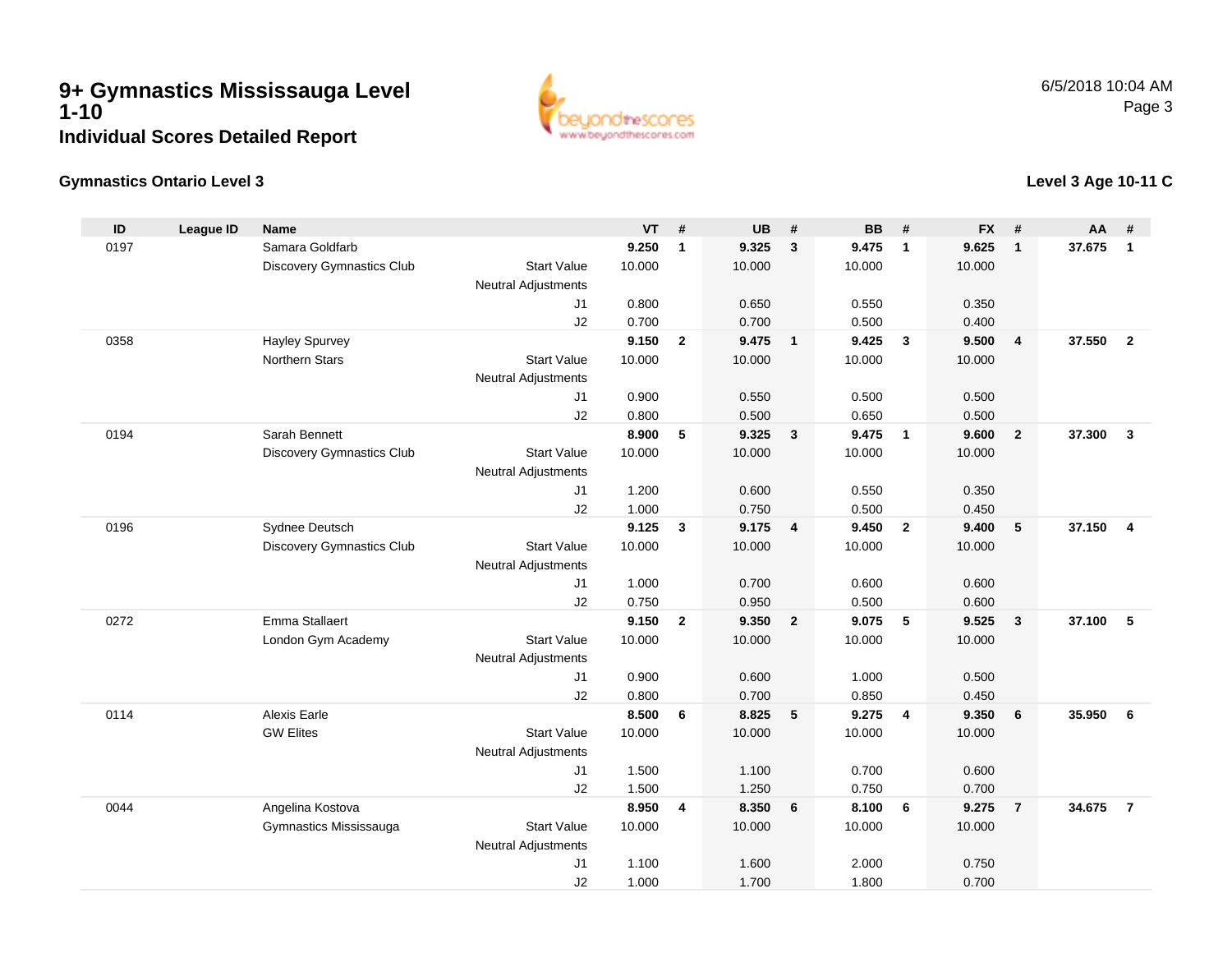# 9+ Gymnastics Mississauga Level 1-10

## Individual Scores Detailed Report

6/5/2018 10:04 AM

**Gymnastics Ontario Level 3**

**Level 3 Age 10-11 C**

| ID | League ID | Name | | VT | # | UB | # | BB | # | FX | # | AA | # |
|---|---|---|---|---|---|---|---|---|---|---|---|---|---|
| 0197 | | Samara Goldfarb | | **9.250** | **1** | **9.325** | **3** | **9.475** | **1** | **9.625** | **1** | **37.675** | **1** |
| | | Discovery Gymnastics Club | Start Value | 10.000 | | 10.000 | | 10.000 | | 10.000 | | | |
| | | | Neutral Adjustments | | | | | | | | | | |
| | | | J1 | 0.800 | | 0.650 | | 0.550 | | 0.350 | | | |
| | | | J2 | 0.700 | | 0.700 | | 0.500 | | 0.400 | | | |
| 0358 | | Hayley Spurvey | | **9.150** | **2** | **9.475** | **1** | **9.425** | **3** | **9.500** | **4** | **37.550** | **2** |
| | | Northern Stars | Start Value | 10.000 | | 10.000 | | 10.000 | | 10.000 | | | |
| | | | Neutral Adjustments | | | | | | | | | | |
| | | | J1 | 0.900 | | 0.550 | | 0.500 | | 0.500 | | | |
| | | | J2 | 0.800 | | 0.500 | | 0.650 | | 0.500 | | | |
| 0194 | | Sarah Bennett | | **8.900** | **5** | **9.325** | **3** | **9.475** | **1** | **9.600** | **2** | **37.300** | **3** |
| | | Discovery Gymnastics Club | Start Value | 10.000 | | 10.000 | | 10.000 | | 10.000 | | | |
| | | | Neutral Adjustments | | | | | | | | | | |
| | | | J1 | 1.200 | | 0.600 | | 0.550 | | 0.350 | | | |
| | | | J2 | 1.000 | | 0.750 | | 0.500 | | 0.450 | | | |
| 0196 | | Sydnee Deutsch | | **9.125** | **3** | **9.175** | **4** | **9.450** | **2** | **9.400** | **5** | **37.150** | **4** |
| | | Discovery Gymnastics Club | Start Value | 10.000 | | 10.000 | | 10.000 | | 10.000 | | | |
| | | | Neutral Adjustments | | | | | | | | | | |
| | | | J1 | 1.000 | | 0.700 | | 0.600 | | 0.600 | | | |
| | | | J2 | 0.750 | | 0.950 | | 0.500 | | 0.600 | | | |
| 0272 | | Emma Stallaert | | **9.150** | **2** | **9.350** | **2** | **9.075** | **5** | **9.525** | **3** | **37.100** | **5** |
| | | London Gym Academy | Start Value | 10.000 | | 10.000 | | 10.000 | | 10.000 | | | |
| | | | Neutral Adjustments | | | | | | | | | | |
| | | | J1 | 0.900 | | 0.600 | | 1.000 | | 0.500 | | | |
| | | | J2 | 0.800 | | 0.700 | | 0.850 | | 0.450 | | | |
| 0114 | | Alexis Earle | | **8.500** | **6** | **8.825** | **5** | **9.275** | **4** | **9.350** | **6** | **35.950** | **6** |
| | | GW Elites | Start Value | 10.000 | | 10.000 | | 10.000 | | 10.000 | | | |
| | | | Neutral Adjustments | | | | | | | | | | |
| | | | J1 | 1.500 | | 1.100 | | 0.700 | | 0.600 | | | |
| | | | J2 | 1.500 | | 1.250 | | 0.750 | | 0.700 | | | |
| 0044 | | Angelina Kostova | | **8.950** | **4** | **8.350** | **6** | **8.100** | **6** | **9.275** | **7** | **34.675** | **7** |
| | | Gymnastics Mississauga | Start Value | 10.000 | | 10.000 | | 10.000 | | 10.000 | | | |
| | | | Neutral Adjustments | | | | | | | | | | |
| | | | J1 | 1.100 | | 1.600 | | 2.000 | | 0.750 | | | |
| | | | J2 | 1.000 | | 1.700 | | 1.800 | | 0.700 | | | |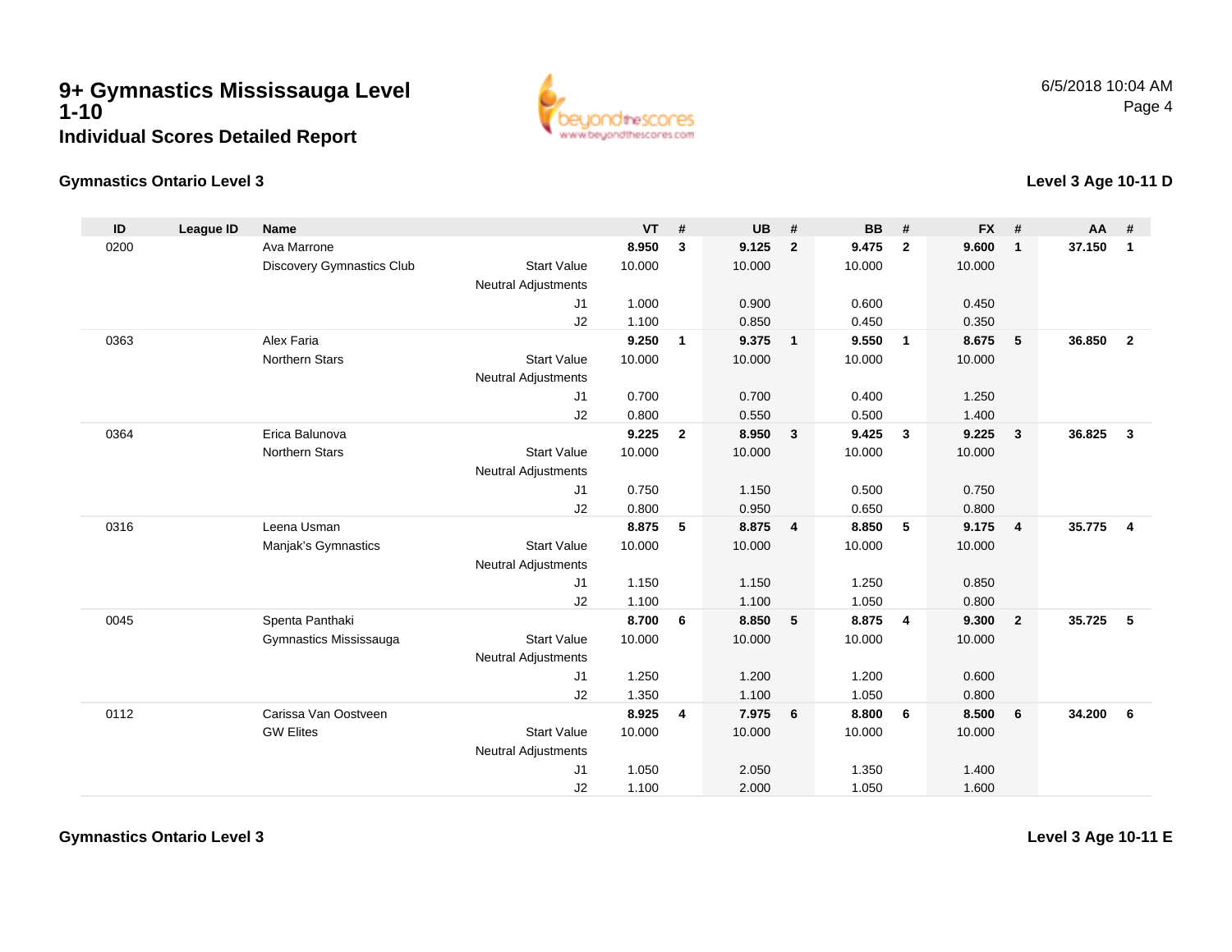# 9+ Gymnastics Mississauga Level 1-10

## Individual Scores Detailed Report

6/5/2018 10:04 AM

### Gymnastics Ontario Level 3

### Level 3 Age 10-11 D

| ID | League ID | Name | | VT | # | UB | # | BB | # | FX | # | AA | # |
|---|---|---|---|---|---|---|---|---|---|---|---|---|---|
| 0200 | | Ava Marrone | | **8.950** | **3** | **9.125** | **2** | **9.475** | **2** | **9.600** | **1** | **37.150** | **1** |
| | | Discovery Gymnastics Club | Start Value | 10.000 | | 10.000 | | 10.000 | | 10.000 | | | |
| | | | Neutral Adjustments | | | | | | | | | | |
| | | | J1 | 1.000 | | 0.900 | | 0.600 | | 0.450 | | | |
| | | | J2 | 1.100 | | 0.850 | | 0.450 | | 0.350 | | | |
| 0363 | | Alex Faria | | **9.250** | **1** | **9.375** | **1** | **9.550** | **1** | **8.675** | **5** | **36.850** | **2** |
| | | Northern Stars | Start Value | 10.000 | | 10.000 | | 10.000 | | 10.000 | | | |
| | | | Neutral Adjustments | | | | | | | | | | |
| | | | J1 | 0.700 | | 0.700 | | 0.400 | | 1.250 | | | |
| | | | J2 | 0.800 | | 0.550 | | 0.500 | | 1.400 | | | |
| 0364 | | Erica Balunova | | **9.225** | **2** | **8.950** | **3** | **9.425** | **3** | **9.225** | **3** | **36.825** | **3** |
| | | Northern Stars | Start Value | 10.000 | | 10.000 | | 10.000 | | 10.000 | | | |
| | | | Neutral Adjustments | | | | | | | | | | |
| | | | J1 | 0.750 | | 1.150 | | 0.500 | | 0.750 | | | |
| | | | J2 | 0.800 | | 0.950 | | 0.650 | | 0.800 | | | |
| 0316 | | Leena Usman | | **8.875** | **5** | **8.875** | **4** | **8.850** | **5** | **9.175** | **4** | **35.775** | **4** |
| | | Manjak's Gymnastics | Start Value | 10.000 | | 10.000 | | 10.000 | | 10.000 | | | |
| | | | Neutral Adjustments | | | | | | | | | | |
| | | | J1 | 1.150 | | 1.150 | | 1.250 | | 0.850 | | | |
| | | | J2 | 1.100 | | 1.100 | | 1.050 | | 0.800 | | | |
| 0045 | | Spenta Panthaki | | **8.700** | **6** | **8.850** | **5** | **8.875** | **4** | **9.300** | **2** | **35.725** | **5** |
| | | Gymnastics Mississauga | Start Value | 10.000 | | 10.000 | | 10.000 | | 10.000 | | | |
| | | | Neutral Adjustments | | | | | | | | | | |
| | | | J1 | 1.250 | | 1.200 | | 1.200 | | 0.600 | | | |
| | | | J2 | 1.350 | | 1.100 | | 1.050 | | 0.800 | | | |
| 0112 | | Carissa Van Oostveen | | **8.925** | **4** | **7.975** | **6** | **8.800** | **6** | **8.500** | **6** | **34.200** | **6** |
| | | GW Elites | Start Value | 10.000 | | 10.000 | | 10.000 | | 10.000 | | | |
| | | | Neutral Adjustments | | | | | | | | | | |
| | | | J1 | 1.050 | | 2.050 | | 1.350 | | 1.400 | | | |
| | | | J2 | 1.100 | | 2.000 | | 1.050 | | 1.600 | | | |

### Gymnastics Ontario Level 3

### Level 3 Age 10-11 E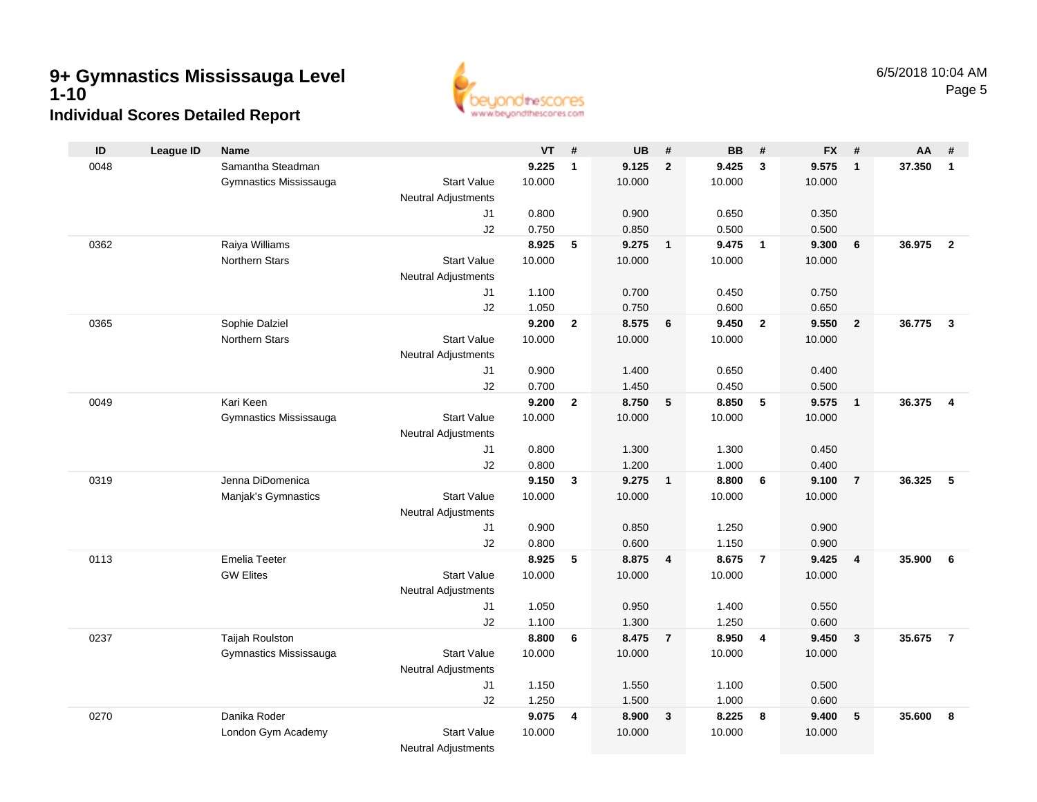# 9+ Gymnastics Mississauga Level 1-10

## Individual Scores Detailed Report

6/5/2018 10:04 AM

| ID | League ID | Name | | VT | # | UB | # | BB | # | FX | # | AA | # |
|---|---|---|---|---|---|---|---|---|---|---|---|---|---|
| 0048 | | Samantha Steadman | | **9.225** | **1** | **9.125** | **2** | **9.425** | **3** | **9.575** | **1** | **37.350** | **1** |
| | | Gymnastics Mississauga | Start Value | 10.000 | | 10.000 | | 10.000 | | 10.000 | | | |
| | | | Neutral Adjustments | | | | | | | | | | |
| | | | J1 | 0.800 | | 0.900 | | 0.650 | | 0.350 | | | |
| | | | J2 | 0.750 | | 0.850 | | 0.500 | | 0.500 | | | |
| 0362 | | Raiya Williams | | **8.925** | **5** | **9.275** | **1** | **9.475** | **1** | **9.300** | **6** | **36.975** | **2** |
| | | Northern Stars | Start Value | 10.000 | | 10.000 | | 10.000 | | 10.000 | | | |
| | | | Neutral Adjustments | | | | | | | | | | |
| | | | J1 | 1.100 | | 0.700 | | 0.450 | | 0.750 | | | |
| | | | J2 | 1.050 | | 0.750 | | 0.600 | | 0.650 | | | |
| 0365 | | Sophie Dalziel | | **9.200** | **2** | **8.575** | **6** | **9.450** | **2** | **9.550** | **2** | **36.775** | **3** |
| | | Northern Stars | Start Value | 10.000 | | 10.000 | | 10.000 | | 10.000 | | | |
| | | | Neutral Adjustments | | | | | | | | | | |
| | | | J1 | 0.900 | | 1.400 | | 0.650 | | 0.400 | | | |
| | | | J2 | 0.700 | | 1.450 | | 0.450 | | 0.500 | | | |
| 0049 | | Kari Keen | | **9.200** | **2** | **8.750** | **5** | **8.850** | **5** | **9.575** | **1** | **36.375** | **4** |
| | | Gymnastics Mississauga | Start Value | 10.000 | | 10.000 | | 10.000 | | 10.000 | | | |
| | | | Neutral Adjustments | | | | | | | | | | |
| | | | J1 | 0.800 | | 1.300 | | 1.300 | | 0.450 | | | |
| | | | J2 | 0.800 | | 1.200 | | 1.000 | | 0.400 | | | |
| 0319 | | Jenna DiDomenica | | **9.150** | **3** | **9.275** | **1** | **8.800** | **6** | **9.100** | **7** | **36.325** | **5** |
| | | Manjak's Gymnastics | Start Value | 10.000 | | 10.000 | | 10.000 | | 10.000 | | | |
| | | | Neutral Adjustments | | | | | | | | | | |
| | | | J1 | 0.900 | | 0.850 | | 1.250 | | 0.900 | | | |
| | | | J2 | 0.800 | | 0.600 | | 1.150 | | 0.900 | | | |
| 0113 | | Emelia Teeter | | **8.925** | **5** | **8.875** | **4** | **8.675** | **7** | **9.425** | **4** | **35.900** | **6** |
| | | GW Elites | Start Value | 10.000 | | 10.000 | | 10.000 | | 10.000 | | | |
| | | | Neutral Adjustments | | | | | | | | | | |
| | | | J1 | 1.050 | | 0.950 | | 1.400 | | 0.550 | | | |
| | | | J2 | 1.100 | | 1.300 | | 1.250 | | 0.600 | | | |
| 0237 | | Taijah Roulston | | **8.800** | **6** | **8.475** | **7** | **8.950** | **4** | **9.450** | **3** | **35.675** | **7** |
| | | Gymnastics Mississauga | Start Value | 10.000 | | 10.000 | | 10.000 | | 10.000 | | | |
| | | | Neutral Adjustments | | | | | | | | | | |
| | | | J1 | 1.150 | | 1.550 | | 1.100 | | 0.500 | | | |
| | | | J2 | 1.250 | | 1.500 | | 1.000 | | 0.600 | | | |
| 0270 | | Danika Roder | | **9.075** | **4** | **8.900** | **3** | **8.225** | **8** | **9.400** | **5** | **35.600** | **8** |
| | | London Gym Academy | Start Value | 10.000 | | 10.000 | | 10.000 | | 10.000 | | | |
| | | | Neutral Adjustments | | | | | | | | | | |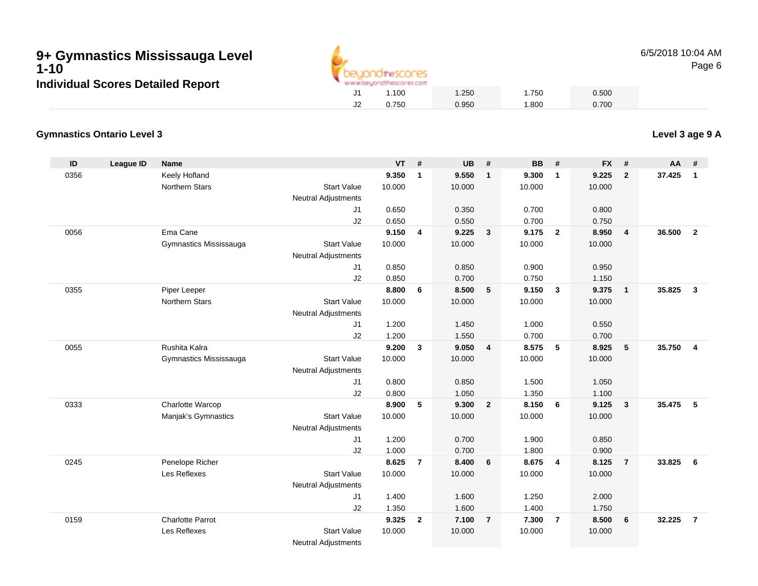# 9+ Gymnastics Mississauga Level 1-10

## Individual Scores Detailed Report

| | | | | |
|---|---|---|---|---|
| J1 | 1.100 | 1.250 | 1.750 | 0.500 |
| J2 | 0.750 | 0.950 | 1.800 | 0.700 |

### Gymnastics Ontario Level 3

**Level 3 age 9 A**

| ID | League ID | Name | | VT | # | UB | # | BB | # | FX | # | AA | # |
|---|---|---|---|---|---|---|---|---|---|---|---|---|---|
| 0356 | | Keely Hofland | | **9.350** | **1** | **9.550** | **1** | **9.300** | **1** | **9.225** | **2** | **37.425** | **1** |
| | | Northern Stars | Start Value | 10.000 | | 10.000 | | 10.000 | | 10.000 | | | |
| | | | Neutral Adjustments | | | | | | | | | | |
| | | | J1 | 0.650 | | 0.350 | | 0.700 | | 0.800 | | | |
| | | | J2 | 0.650 | | 0.550 | | 0.700 | | 0.750 | | | |
| 0056 | | Ema Cane | | **9.150** | **4** | **9.225** | **3** | **9.175** | **2** | **8.950** | **4** | **36.500** | **2** |
| | | Gymnastics Mississauga | Start Value | 10.000 | | 10.000 | | 10.000 | | 10.000 | | | |
| | | | Neutral Adjustments | | | | | | | | | | |
| | | | J1 | 0.850 | | 0.850 | | 0.900 | | 0.950 | | | |
| | | | J2 | 0.850 | | 0.700 | | 0.750 | | 1.150 | | | |
| 0355 | | Piper Leeper | | **8.800** | **6** | **8.500** | **5** | **9.150** | **3** | **9.375** | **1** | **35.825** | **3** |
| | | Northern Stars | Start Value | 10.000 | | 10.000 | | 10.000 | | 10.000 | | | |
| | | | Neutral Adjustments | | | | | | | | | | |
| | | | J1 | 1.200 | | 1.450 | | 1.000 | | 0.550 | | | |
| | | | J2 | 1.200 | | 1.550 | | 0.700 | | 0.700 | | | |
| 0055 | | Rushita Kalra | | **9.200** | **3** | **9.050** | **4** | **8.575** | **5** | **8.925** | **5** | **35.750** | **4** |
| | | Gymnastics Mississauga | Start Value | 10.000 | | 10.000 | | 10.000 | | 10.000 | | | |
| | | | Neutral Adjustments | | | | | | | | | | |
| | | | J1 | 0.800 | | 0.850 | | 1.500 | | 1.050 | | | |
| | | | J2 | 0.800 | | 1.050 | | 1.350 | | 1.100 | | | |
| 0333 | | Charlotte Warcop | | **8.900** | **5** | **9.300** | **2** | **8.150** | **6** | **9.125** | **3** | **35.475** | **5** |
| | | Manjak's Gymnastics | Start Value | 10.000 | | 10.000 | | 10.000 | | 10.000 | | | |
| | | | Neutral Adjustments | | | | | | | | | | |
| | | | J1 | 1.200 | | 0.700 | | 1.900 | | 0.850 | | | |
| | | | J2 | 1.000 | | 0.700 | | 1.800 | | 0.900 | | | |
| 0245 | | Penelope Richer | | **8.625** | **7** | **8.400** | **6** | **8.675** | **4** | **8.125** | **7** | **33.825** | **6** |
| | | Les Reflexes | Start Value | 10.000 | | 10.000 | | 10.000 | | 10.000 | | | |
| | | | Neutral Adjustments | | | | | | | | | | |
| | | | J1 | 1.400 | | 1.600 | | 1.250 | | 2.000 | | | |
| | | | J2 | 1.350 | | 1.600 | | 1.400 | | 1.750 | | | |
| 0159 | | Charlotte Parrot | | **9.325** | **2** | **7.100** | **7** | **7.300** | **7** | **8.500** | **6** | **32.225** | **7** |
| | | Les Reflexes | Start Value | 10.000 | | 10.000 | | 10.000 | | 10.000 | | | |
| | | | Neutral Adjustments | | | | | | | | | | |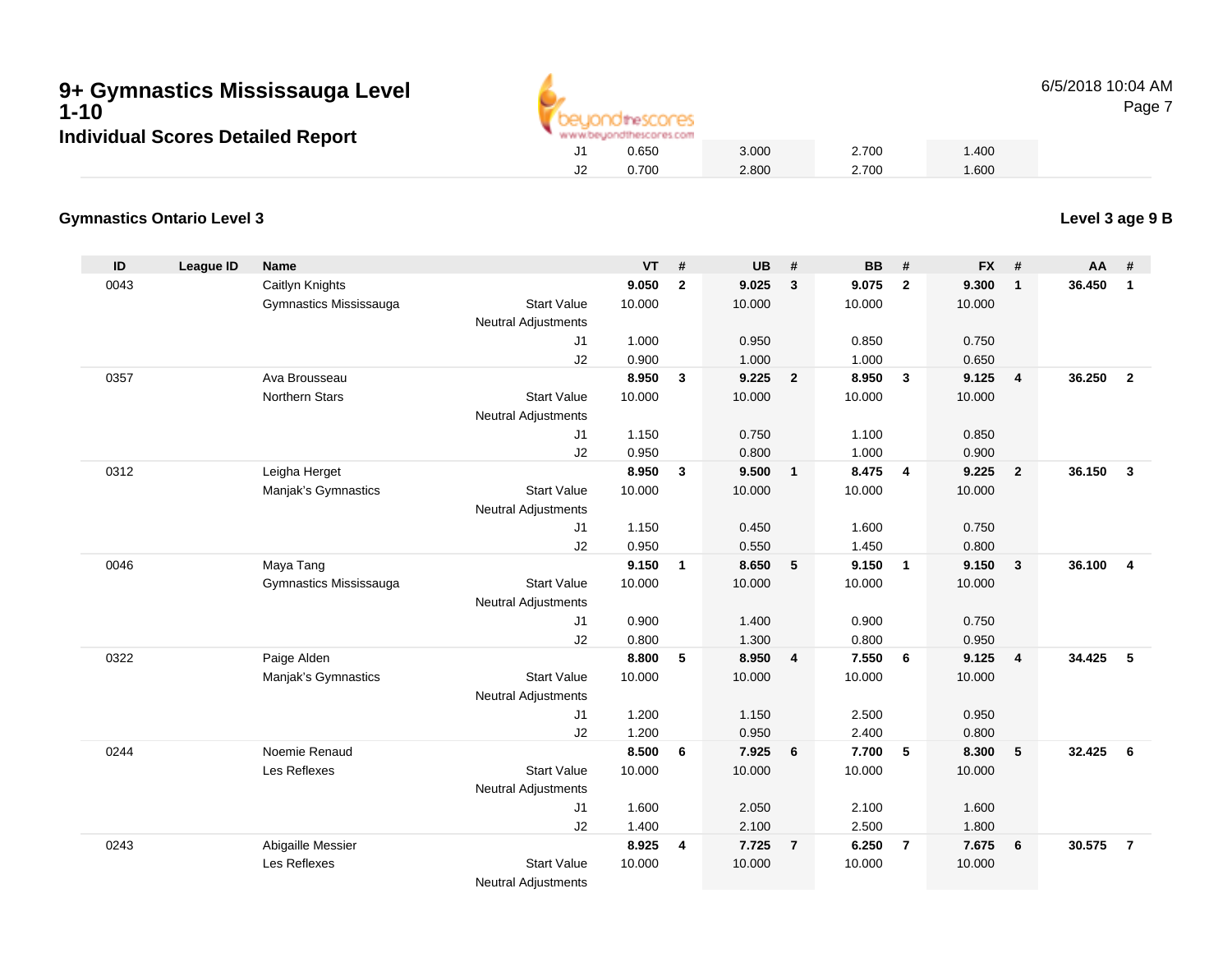# 9+ Gymnastics Mississauga Level 1-10

## Individual Scores Detailed Report

| | | | | | | | | | | | | |
|---|---|---|---|---|---|---|---|---|---|---|---|---|
| | | | J1 | 0.650 | | 3.000 | | 2.700 | | 1.400 | | |
| | | | J2 | 0.700 | | 2.800 | | 2.700 | | 1.600 | | |

**Gymnastics Ontario Level 3**

**Level 3 age 9 B**

| ID | League ID | Name | | VT | # | UB | # | BB | # | FX | # | AA | # |
|---|---|---|---|---|---|---|---|---|---|---|---|---|---|
| 0043 | | Caitlyn Knights | | **9.050** | **2** | **9.025** | **3** | **9.075** | **2** | **9.300** | **1** | **36.450** | **1** |
| | | Gymnastics Mississauga | Start Value | 10.000 | | 10.000 | | 10.000 | | 10.000 | | | |
| | | | Neutral Adjustments | | | | | | | | | | |
| | | | J1 | 1.000 | | 0.950 | | 0.850 | | 0.750 | | | |
| | | | J2 | 0.900 | | 1.000 | | 1.000 | | 0.650 | | | |
| 0357 | | Ava Brousseau | | **8.950** | **3** | **9.225** | **2** | **8.950** | **3** | **9.125** | **4** | **36.250** | **2** |
| | | Northern Stars | Start Value | 10.000 | | 10.000 | | 10.000 | | 10.000 | | | |
| | | | Neutral Adjustments | | | | | | | | | | |
| | | | J1 | 1.150 | | 0.750 | | 1.100 | | 0.850 | | | |
| | | | J2 | 0.950 | | 0.800 | | 1.000 | | 0.900 | | | |
| 0312 | | Leigha Herget | | **8.950** | **3** | **9.500** | **1** | **8.475** | **4** | **9.225** | **2** | **36.150** | **3** |
| | | Manjak's Gymnastics | Start Value | 10.000 | | 10.000 | | 10.000 | | 10.000 | | | |
| | | | Neutral Adjustments | | | | | | | | | | |
| | | | J1 | 1.150 | | 0.450 | | 1.600 | | 0.750 | | | |
| | | | J2 | 0.950 | | 0.550 | | 1.450 | | 0.800 | | | |
| 0046 | | Maya Tang | | **9.150** | **1** | **8.650** | **5** | **9.150** | **1** | **9.150** | **3** | **36.100** | **4** |
| | | Gymnastics Mississauga | Start Value | 10.000 | | 10.000 | | 10.000 | | 10.000 | | | |
| | | | Neutral Adjustments | | | | | | | | | | |
| | | | J1 | 0.900 | | 1.400 | | 0.900 | | 0.750 | | | |
| | | | J2 | 0.800 | | 1.300 | | 0.800 | | 0.950 | | | |
| 0322 | | Paige Alden | | **8.800** | **5** | **8.950** | **4** | **7.550** | **6** | **9.125** | **4** | **34.425** | **5** |
| | | Manjak's Gymnastics | Start Value | 10.000 | | 10.000 | | 10.000 | | 10.000 | | | |
| | | | Neutral Adjustments | | | | | | | | | | |
| | | | J1 | 1.200 | | 1.150 | | 2.500 | | 0.950 | | | |
| | | | J2 | 1.200 | | 0.950 | | 2.400 | | 0.800 | | | |
| 0244 | | Noemie Renaud | | **8.500** | **6** | **7.925** | **6** | **7.700** | **5** | **8.300** | **5** | **32.425** | **6** |
| | | Les Reflexes | Start Value | 10.000 | | 10.000 | | 10.000 | | 10.000 | | | |
| | | | Neutral Adjustments | | | | | | | | | | |
| | | | J1 | 1.600 | | 2.050 | | 2.100 | | 1.600 | | | |
| | | | J2 | 1.400 | | 2.100 | | 2.500 | | 1.800 | | | |
| 0243 | | Abigaille Messier | | **8.925** | **4** | **7.725** | **7** | **6.250** | **7** | **7.675** | **6** | **30.575** | **7** |
| | | Les Reflexes | Start Value | 10.000 | | 10.000 | | 10.000 | | 10.000 | | | |
| | | | Neutral Adjustments | | | | | | | | | | |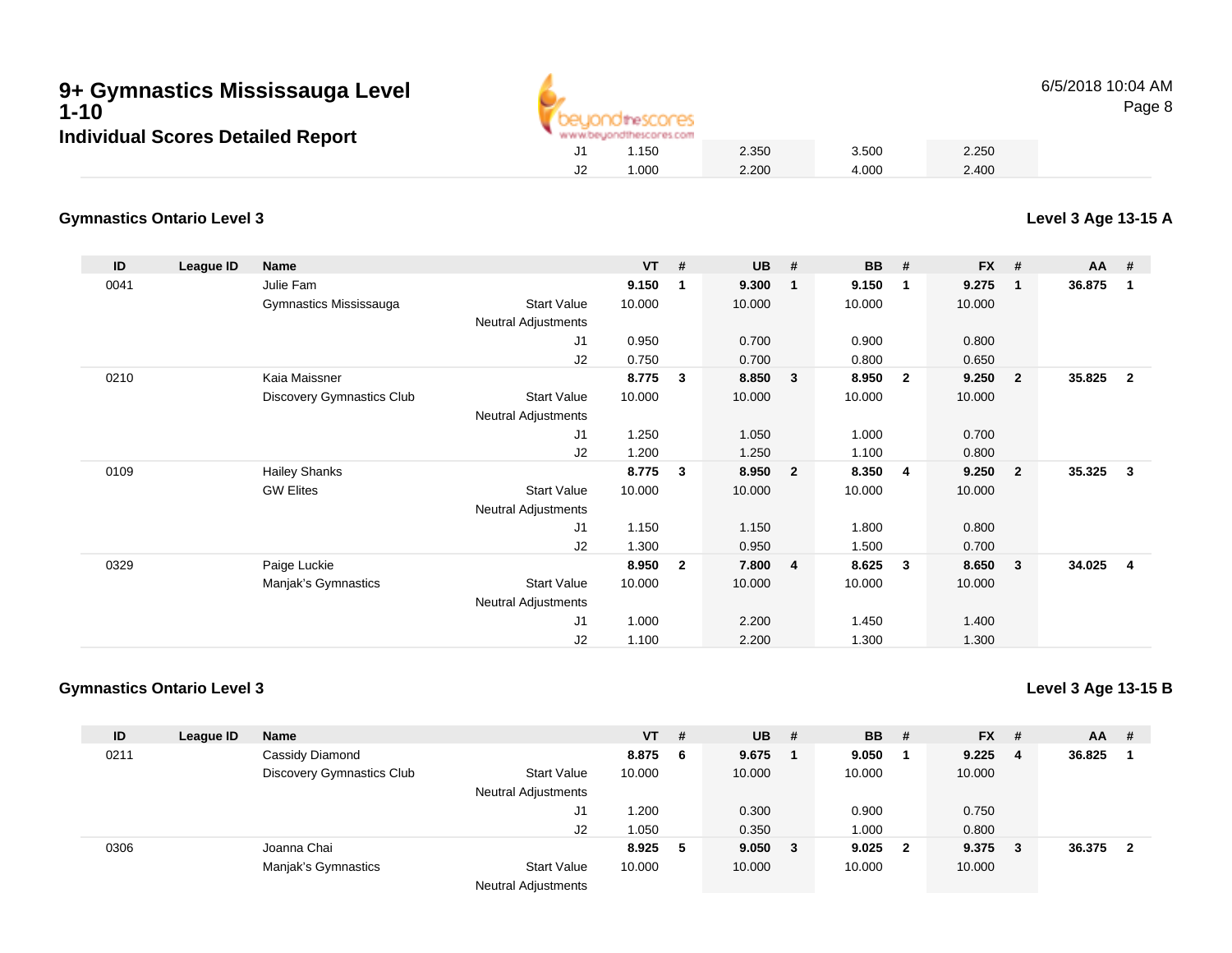# 9+ Gymnastics Mississauga Level 1-10

## Individual Scores Detailed Report

| | | VT | | UB | | BB | | FX | |
|---|---|---|---|---|---|---|---|---|---|
| | J1 | 1.150 | | 2.350 | | 3.500 | | 2.250 | |
| | J2 | 1.000 | | 2.200 | | 4.000 | | 2.400 | |

### Gymnastics Ontario Level 3

**Level 3 Age 13-15 A**

| ID | League ID | Name | | VT | # | UB | # | BB | # | FX | # | AA | # |
|---|---|---|---|---|---|---|---|---|---|---|---|---|---|
| 0041 | | Julie Fam | | **9.150** | **1** | **9.300** | **1** | **9.150** | **1** | **9.275** | **1** | **36.875** | **1** |
| | | Gymnastics Mississauga | Start Value | 10.000 | | 10.000 | | 10.000 | | 10.000 | | | |
| | | | Neutral Adjustments | | | | | | | | | | |
| | | | J1 | 0.950 | | 0.700 | | 0.900 | | 0.800 | | | |
| | | | J2 | 0.750 | | 0.700 | | 0.800 | | 0.650 | | | |
| 0210 | | Kaia Maissner | | **8.775** | **3** | **8.850** | **3** | **8.950** | **2** | **9.250** | **2** | **35.825** | **2** |
| | | Discovery Gymnastics Club | Start Value | 10.000 | | 10.000 | | 10.000 | | 10.000 | | | |
| | | | Neutral Adjustments | | | | | | | | | | |
| | | | J1 | 1.250 | | 1.050 | | 1.000 | | 0.700 | | | |
| | | | J2 | 1.200 | | 1.250 | | 1.100 | | 0.800 | | | |
| 0109 | | Hailey Shanks | | **8.775** | **3** | **8.950** | **2** | **8.350** | **4** | **9.250** | **2** | **35.325** | **3** |
| | | GW Elites | Start Value | 10.000 | | 10.000 | | 10.000 | | 10.000 | | | |
| | | | Neutral Adjustments | | | | | | | | | | |
| | | | J1 | 1.150 | | 1.150 | | 1.800 | | 0.800 | | | |
| | | | J2 | 1.300 | | 0.950 | | 1.500 | | 0.700 | | | |
| 0329 | | Paige Luckie | | **8.950** | **2** | **7.800** | **4** | **8.625** | **3** | **8.650** | **3** | **34.025** | **4** |
| | | Manjak's Gymnastics | Start Value | 10.000 | | 10.000 | | 10.000 | | 10.000 | | | |
| | | | Neutral Adjustments | | | | | | | | | | |
| | | | J1 | 1.000 | | 2.200 | | 1.450 | | 1.400 | | | |
| | | | J2 | 1.100 | | 2.200 | | 1.300 | | 1.300 | | | |

### Gymnastics Ontario Level 3

**Level 3 Age 13-15 B**

| ID | League ID | Name | | VT | # | UB | # | BB | # | FX | # | AA | # |
|---|---|---|---|---|---|---|---|---|---|---|---|---|---|
| 0211 | | Cassidy Diamond | | **8.875** | **6** | **9.675** | **1** | **9.050** | **1** | **9.225** | **4** | **36.825** | **1** |
| | | Discovery Gymnastics Club | Start Value | 10.000 | | 10.000 | | 10.000 | | 10.000 | | | |
| | | | Neutral Adjustments | | | | | | | | | | |
| | | | J1 | 1.200 | | 0.300 | | 0.900 | | 0.750 | | | |
| | | | J2 | 1.050 | | 0.350 | | 1.000 | | 0.800 | | | |
| 0306 | | Joanna Chai | | **8.925** | **5** | **9.050** | **3** | **9.025** | **2** | **9.375** | **3** | **36.375** | **2** |
| | | Manjak's Gymnastics | Start Value | 10.000 | | 10.000 | | 10.000 | | 10.000 | | | |
| | | | Neutral Adjustments | | | | | | | | | | |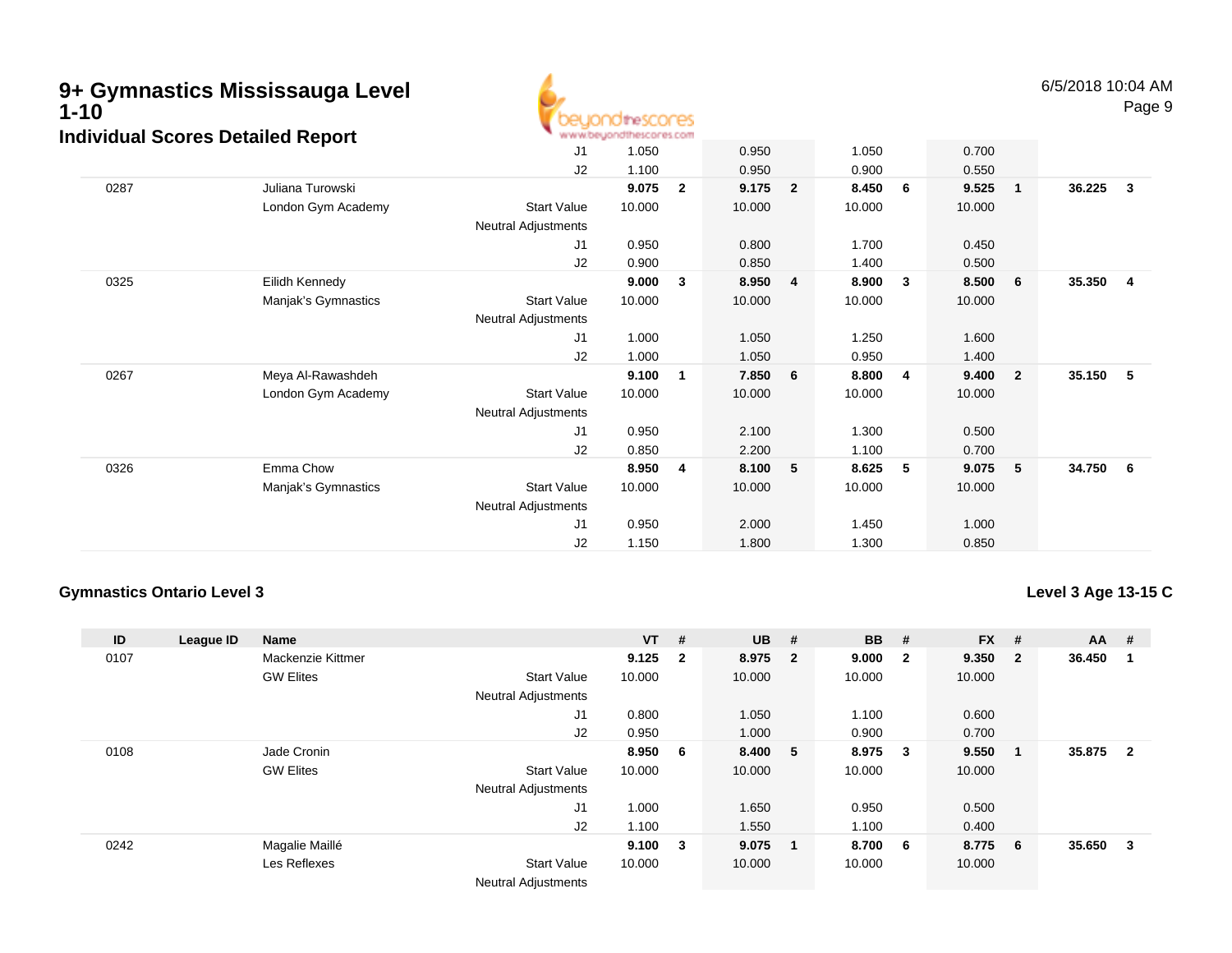# 9+ Gymnastics Mississauga Level 1-10

## Individual Scores Detailed Report

| ID | League ID | Name | | VT | # | UB | # | BB | # | FX | # | AA | # |
|---|---|---|---|---|---|---|---|---|---|---|---|---|---|
| | | | J1 | 1.050 | | 0.950 | | 1.050 | | 0.700 | | | |
| | | | J2 | 1.100 | | 0.950 | | 0.900 | | 0.550 | | | |
| 0287 | | Juliana Turowski | | **9.075** | **2** | **9.175** | **2** | **8.450** | **6** | **9.525** | **1** | **36.225** | **3** |
| | | London Gym Academy | Start Value | 10.000 | | 10.000 | | 10.000 | | 10.000 | | | |
| | | | Neutral Adjustments | | | | | | | | | | |
| | | | J1 | 0.950 | | 0.800 | | 1.700 | | 0.450 | | | |
| | | | J2 | 0.900 | | 0.850 | | 1.400 | | 0.500 | | | |
| 0325 | | Eilidh Kennedy | | **9.000** | **3** | **8.950** | **4** | **8.900** | **3** | **8.500** | **6** | **35.350** | **4** |
| | | Manjak's Gymnastics | Start Value | 10.000 | | 10.000 | | 10.000 | | 10.000 | | | |
| | | | Neutral Adjustments | | | | | | | | | | |
| | | | J1 | 1.000 | | 1.050 | | 1.250 | | 1.600 | | | |
| | | | J2 | 1.000 | | 1.050 | | 0.950 | | 1.400 | | | |
| 0267 | | Meya Al-Rawashdeh | | **9.100** | **1** | **7.850** | **6** | **8.800** | **4** | **9.400** | **2** | **35.150** | **5** |
| | | London Gym Academy | Start Value | 10.000 | | 10.000 | | 10.000 | | 10.000 | | | |
| | | | Neutral Adjustments | | | | | | | | | | |
| | | | J1 | 0.950 | | 2.100 | | 1.300 | | 0.500 | | | |
| | | | J2 | 0.850 | | 2.200 | | 1.100 | | 0.700 | | | |
| 0326 | | Emma Chow | | **8.950** | **4** | **8.100** | **5** | **8.625** | **5** | **9.075** | **5** | **34.750** | **6** |
| | | Manjak's Gymnastics | Start Value | 10.000 | | 10.000 | | 10.000 | | 10.000 | | | |
| | | | Neutral Adjustments | | | | | | | | | | |
| | | | J1 | 0.950 | | 2.000 | | 1.450 | | 1.000 | | | |
| | | | J2 | 1.150 | | 1.800 | | 1.300 | | 0.850 | | | |

### Gymnastics Ontario Level 3

**Level 3 Age 13-15 C**

| ID | League ID | Name | | VT | # | UB | # | BB | # | FX | # | AA | # |
|---|---|---|---|---|---|---|---|---|---|---|---|---|---|
| 0107 | | Mackenzie Kittmer | | **9.125** | **2** | **8.975** | **2** | **9.000** | **2** | **9.350** | **2** | **36.450** | **1** |
| | | GW Elites | Start Value | 10.000 | | 10.000 | | 10.000 | | 10.000 | | | |
| | | | Neutral Adjustments | | | | | | | | | | |
| | | | J1 | 0.800 | | 1.050 | | 1.100 | | 0.600 | | | |
| | | | J2 | 0.950 | | 1.000 | | 0.900 | | 0.700 | | | |
| 0108 | | Jade Cronin | | **8.950** | **6** | **8.400** | **5** | **8.975** | **3** | **9.550** | **1** | **35.875** | **2** |
| | | GW Elites | Start Value | 10.000 | | 10.000 | | 10.000 | | 10.000 | | | |
| | | | Neutral Adjustments | | | | | | | | | | |
| | | | J1 | 1.000 | | 1.650 | | 0.950 | | 0.500 | | | |
| | | | J2 | 1.100 | | 1.550 | | 1.100 | | 0.400 | | | |
| 0242 | | Magalie Maillé | | **9.100** | **3** | **9.075** | **1** | **8.700** | **6** | **8.775** | **6** | **35.650** | **3** |
| | | Les Reflexes | Start Value | 10.000 | | 10.000 | | 10.000 | | 10.000 | | | |
| | | | Neutral Adjustments | | | | | | | | | | |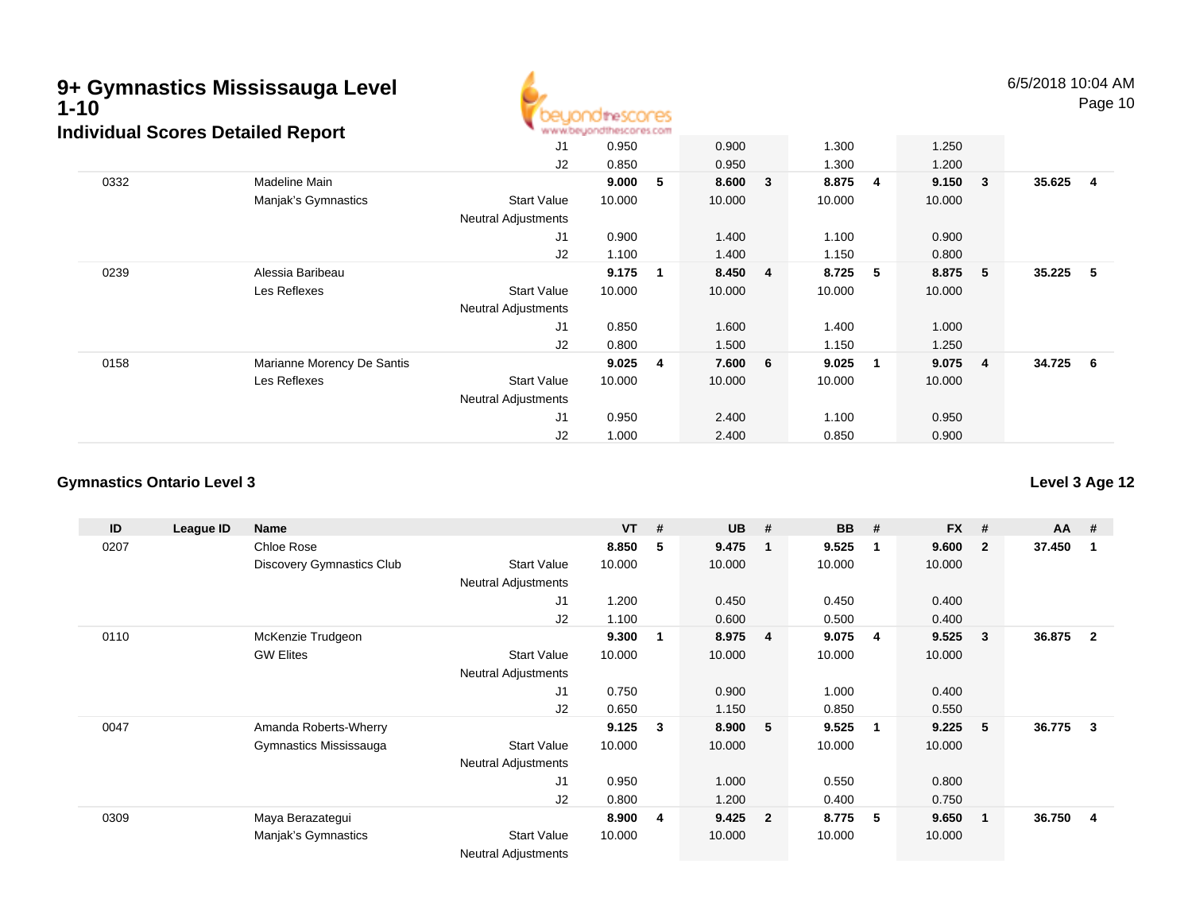# 9+ Gymnastics Mississauga Level 1-10

## Individual Scores Detailed Report

6/5/2018 10:04 AM

| ID | League ID | Name | | VT | # | UB | # | BB | # | FX | # | AA | # |
|---|---|---|---|---|---|---|---|---|---|---|---|---|---|
| | | | J1 | 0.950 | | 0.900 | | 1.300 | | 1.250 | | | |
| | | | J2 | 0.850 | | 0.950 | | 1.300 | | 1.200 | | | |
| 0332 | | Madeline Main | | **9.000** | **5** | **8.600** | **3** | **8.875** | **4** | **9.150** | **3** | **35.625** | **4** |
| | | Manjak's Gymnastics | Start Value | 10.000 | | 10.000 | | 10.000 | | 10.000 | | | |
| | | | Neutral Adjustments | | | | | | | | | | |
| | | | J1 | 0.900 | | 1.400 | | 1.100 | | 0.900 | | | |
| | | | J2 | 1.100 | | 1.400 | | 1.150 | | 0.800 | | | |
| 0239 | | Alessia Baribeau | | **9.175** | **1** | **8.450** | **4** | **8.725** | **5** | **8.875** | **5** | **35.225** | **5** |
| | | Les Reflexes | Start Value | 10.000 | | 10.000 | | 10.000 | | 10.000 | | | |
| | | | Neutral Adjustments | | | | | | | | | | |
| | | | J1 | 0.850 | | 1.600 | | 1.400 | | 1.000 | | | |
| | | | J2 | 0.800 | | 1.500 | | 1.150 | | 1.250 | | | |
| 0158 | | Marianne Morency De Santis | | **9.025** | **4** | **7.600** | **6** | **9.025** | **1** | **9.075** | **4** | **34.725** | **6** |
| | | Les Reflexes | Start Value | 10.000 | | 10.000 | | 10.000 | | 10.000 | | | |
| | | | Neutral Adjustments | | | | | | | | | | |
| | | | J1 | 0.950 | | 2.400 | | 1.100 | | 0.950 | | | |
| | | | J2 | 1.000 | | 2.400 | | 0.850 | | 0.900 | | | |

### Gymnastics Ontario Level 3

**Level 3 Age 12**

| ID | League ID | Name | | VT | # | UB | # | BB | # | FX | # | AA | # |
|---|---|---|---|---|---|---|---|---|---|---|---|---|---|
| 0207 | | Chloe Rose | | **8.850** | **5** | **9.475** | **1** | **9.525** | **1** | **9.600** | **2** | **37.450** | **1** |
| | | Discovery Gymnastics Club | Start Value | 10.000 | | 10.000 | | 10.000 | | 10.000 | | | |
| | | | Neutral Adjustments | | | | | | | | | | |
| | | | J1 | 1.200 | | 0.450 | | 0.450 | | 0.400 | | | |
| | | | J2 | 1.100 | | 0.600 | | 0.500 | | 0.400 | | | |
| 0110 | | McKenzie Trudgeon | | **9.300** | **1** | **8.975** | **4** | **9.075** | **4** | **9.525** | **3** | **36.875** | **2** |
| | | GW Elites | Start Value | 10.000 | | 10.000 | | 10.000 | | 10.000 | | | |
| | | | Neutral Adjustments | | | | | | | | | | |
| | | | J1 | 0.750 | | 0.900 | | 1.000 | | 0.400 | | | |
| | | | J2 | 0.650 | | 1.150 | | 0.850 | | 0.550 | | | |
| 0047 | | Amanda Roberts-Wherry | | **9.125** | **3** | **8.900** | **5** | **9.525** | **1** | **9.225** | **5** | **36.775** | **3** |
| | | Gymnastics Mississauga | Start Value | 10.000 | | 10.000 | | 10.000 | | 10.000 | | | |
| | | | Neutral Adjustments | | | | | | | | | | |
| | | | J1 | 0.950 | | 1.000 | | 0.550 | | 0.800 | | | |
| | | | J2 | 0.800 | | 1.200 | | 0.400 | | 0.750 | | | |
| 0309 | | Maya Berazategui | | **8.900** | **4** | **9.425** | **2** | **8.775** | **5** | **9.650** | **1** | **36.750** | **4** |
| | | Manjak's Gymnastics | Start Value | 10.000 | | 10.000 | | 10.000 | | 10.000 | | | |
| | | | Neutral Adjustments | | | | | | | | | | |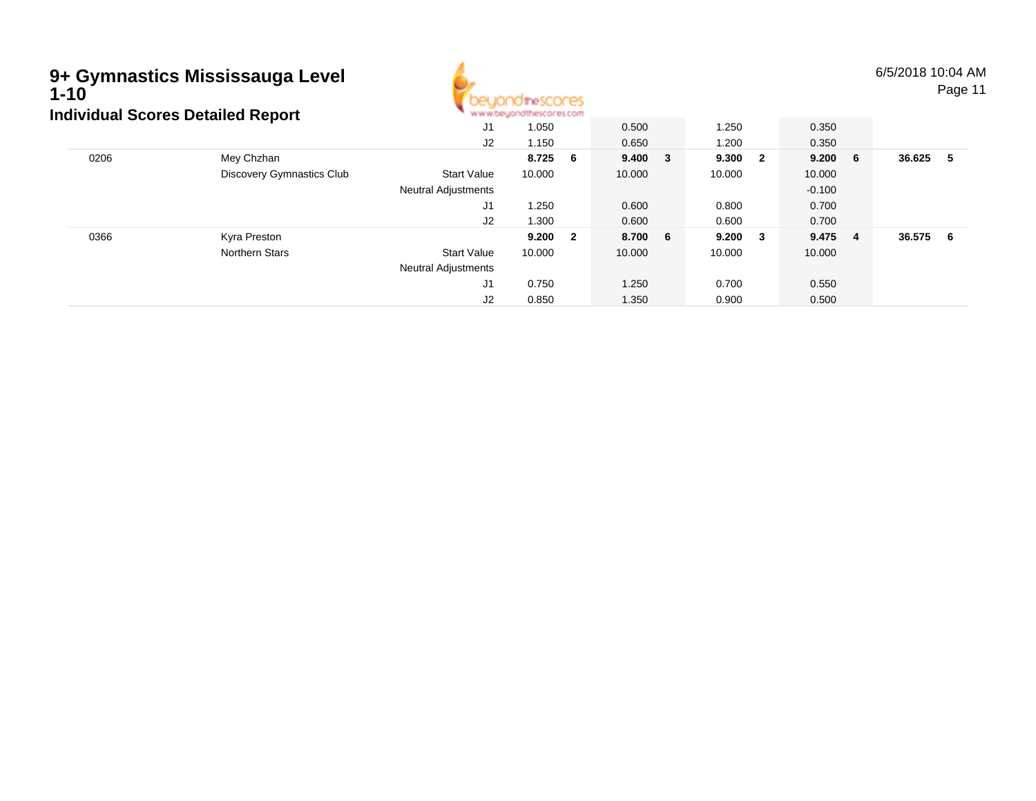# 9+ Gymnastics Mississauga Level 1-10

## Individual Scores Detailed Report

6/5/2018 10:04 AM

| | | | | | | | | | | | | |
|---|---|---|---|---|---|---|---|---|---|---|---|---|
| | | J1 | 1.050 | | 0.500 | | 1.250 | | 0.350 | | | |
| | | J2 | 1.150 | | 0.650 | | 1.200 | | 0.350 | | | |
| 0206 | Mey Chzhan | | **8.725** | **6** | **9.400** | **3** | **9.300** | **2** | **9.200** | **6** | **36.625** | **5** |
| | Discovery Gymnastics Club | Start Value | 10.000 | | 10.000 | | 10.000 | | 10.000 | | | |
| | | Neutral Adjustments | | | | | | | -0.100 | | | |
| | | J1 | 1.250 | | 0.600 | | 0.800 | | 0.700 | | | |
| | | J2 | 1.300 | | 0.600 | | 0.600 | | 0.700 | | | |
| 0366 | Kyra Preston | | **9.200** | **2** | **8.700** | **6** | **9.200** | **3** | **9.475** | **4** | **36.575** | **6** |
| | Northern Stars | Start Value | 10.000 | | 10.000 | | 10.000 | | 10.000 | | | |
| | | Neutral Adjustments | | | | | | | | | | |
| | | J1 | 0.750 | | 1.250 | | 0.700 | | 0.550 | | | |
| | | J2 | 0.850 | | 1.350 | | 0.900 | | 0.500 | | | |